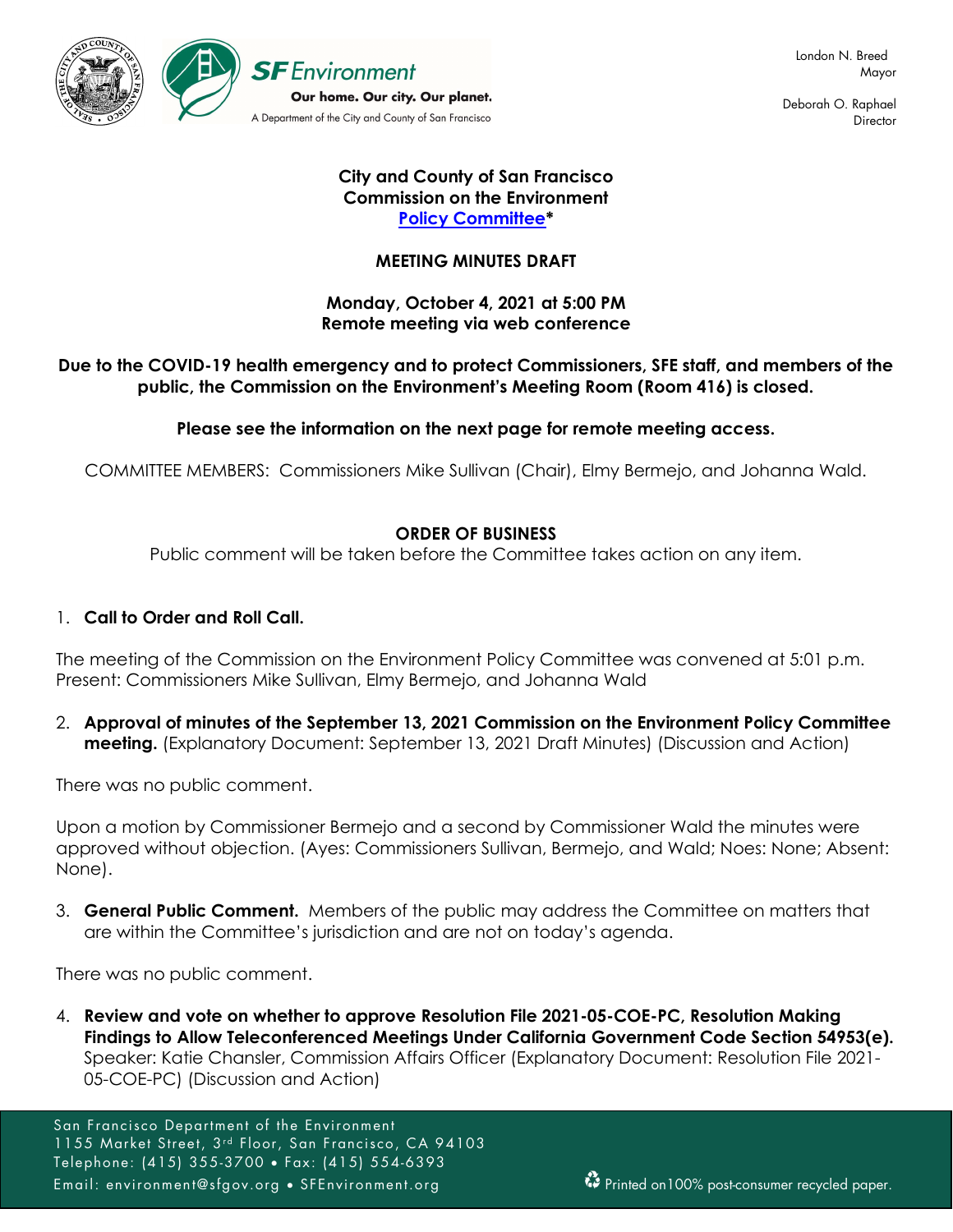SF Environment

Our home. Our city. Our planet.

A Department of the City and County of San Francisco

London N. Breed
Mayor

Deborah O. Raphael
Director

**City and County of San Francisco**
**Commission on the Environment**
**Policy Committee***

**MEETING MINUTES DRAFT**

**Monday, October 4, 2021 at 5:00 PM**
**Remote meeting via web conference**

**Due to the COVID-19 health emergency and to protect Commissioners, SFE staff, and members of the public, the Commission on the Environment's Meeting Room (Room 416) is closed.**

**Please see the information on the next page for remote meeting access.**

COMMITTEE MEMBERS: Commissioners Mike Sullivan (Chair), Elmy Bermejo, and Johanna Wald.

**ORDER OF BUSINESS**

Public comment will be taken before the Committee takes action on any item.

1. **Call to Order and Roll Call.**

The meeting of the Commission on the Environment Policy Committee was convened at 5:01 p.m. Present: Commissioners Mike Sullivan, Elmy Bermejo, and Johanna Wald

2. **Approval of minutes of the September 13, 2021 Commission on the Environment Policy Committee meeting.** (Explanatory Document: September 13, 2021 Draft Minutes) (Discussion and Action)

There was no public comment.

Upon a motion by Commissioner Bermejo and a second by Commissioner Wald the minutes were approved without objection. (Ayes: Commissioners Sullivan, Bermejo, and Wald; Noes: None; Absent: None).

3. **General Public Comment.** Members of the public may address the Committee on matters that are within the Committee's jurisdiction and are not on today's agenda.

There was no public comment.

4. **Review and vote on whether to approve Resolution File 2021-05-COE-PC, Resolution Making Findings to Allow Teleconferenced Meetings Under California Government Code Section 54953(e).** Speaker: Katie Chansler, Commission Affairs Officer (Explanatory Document: Resolution File 2021-05-COE-PC) (Discussion and Action)

San Francisco Department of the Environment
1155 Market Street, 3rd Floor, San Francisco, CA 94103
Telephone: (415) 355-3700 • Fax: (415) 554-6393
Email: environment@sfgov.org • SFEnvironment.org

Printed on100% post-consumer recycled paper.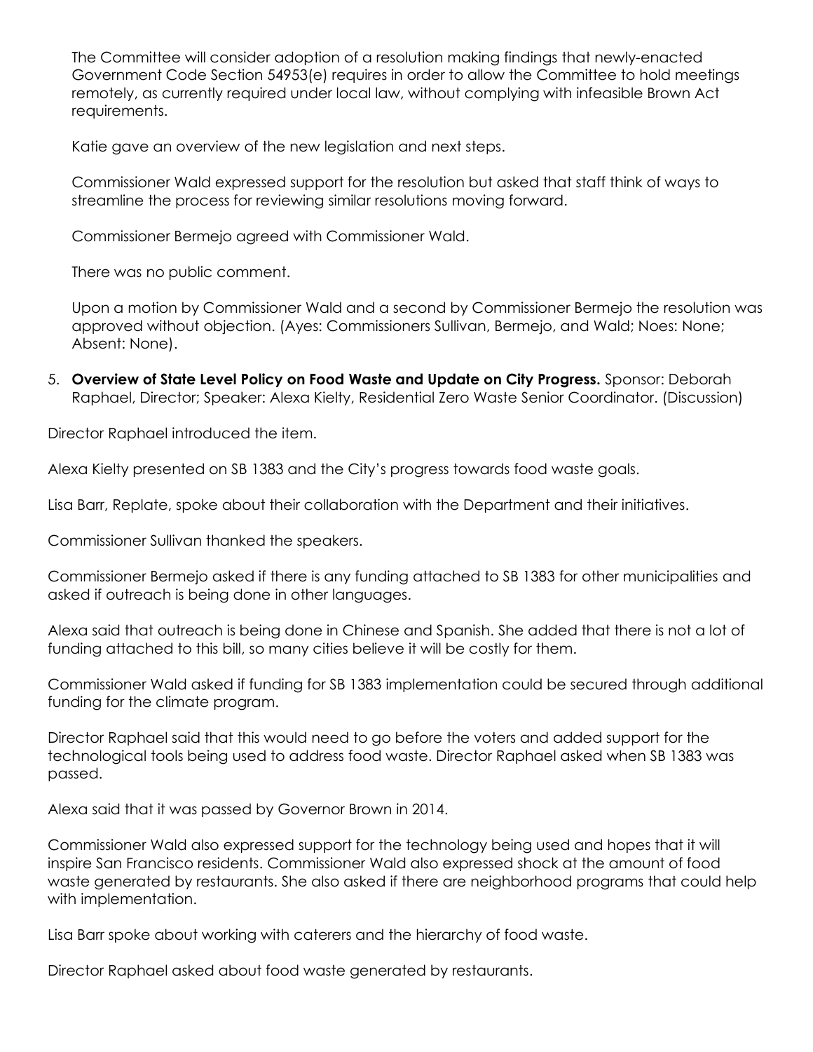The Committee will consider adoption of a resolution making findings that newly-enacted Government Code Section 54953(e) requires in order to allow the Committee to hold meetings remotely, as currently required under local law, without complying with infeasible Brown Act requirements.

Katie gave an overview of the new legislation and next steps.

Commissioner Wald expressed support for the resolution but asked that staff think of ways to streamline the process for reviewing similar resolutions moving forward.

Commissioner Bermejo agreed with Commissioner Wald.

There was no public comment.

Upon a motion by Commissioner Wald and a second by Commissioner Bermejo the resolution was approved without objection. (Ayes: Commissioners Sullivan, Bermejo, and Wald; Noes: None; Absent: None).

5. **Overview of State Level Policy on Food Waste and Update on City Progress.** Sponsor: Deborah Raphael, Director; Speaker: Alexa Kielty, Residential Zero Waste Senior Coordinator. (Discussion)

Director Raphael introduced the item.

Alexa Kielty presented on SB 1383 and the City's progress towards food waste goals.

Lisa Barr, Replate, spoke about their collaboration with the Department and their initiatives.

Commissioner Sullivan thanked the speakers.

Commissioner Bermejo asked if there is any funding attached to SB 1383 for other municipalities and asked if outreach is being done in other languages.

Alexa said that outreach is being done in Chinese and Spanish. She added that there is not a lot of funding attached to this bill, so many cities believe it will be costly for them.

Commissioner Wald asked if funding for SB 1383 implementation could be secured through additional funding for the climate program.

Director Raphael said that this would need to go before the voters and added support for the technological tools being used to address food waste. Director Raphael asked when SB 1383 was passed.

Alexa said that it was passed by Governor Brown in 2014.

Commissioner Wald also expressed support for the technology being used and hopes that it will inspire San Francisco residents. Commissioner Wald also expressed shock at the amount of food waste generated by restaurants. She also asked if there are neighborhood programs that could help with implementation.

Lisa Barr spoke about working with caterers and the hierarchy of food waste.

Director Raphael asked about food waste generated by restaurants.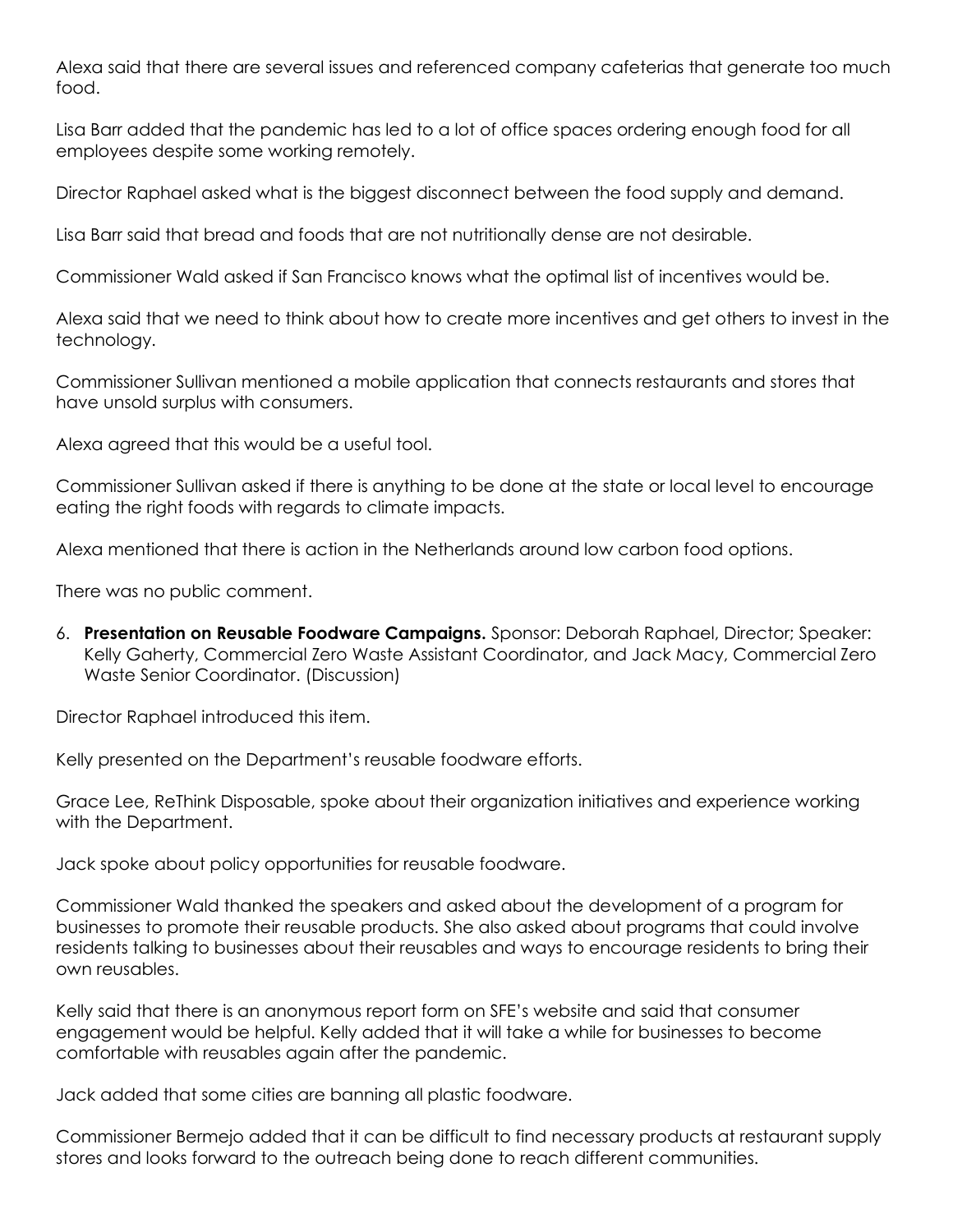Alexa said that there are several issues and referenced company cafeterias that generate too much food.

Lisa Barr added that the pandemic has led to a lot of office spaces ordering enough food for all employees despite some working remotely.

Director Raphael asked what is the biggest disconnect between the food supply and demand.

Lisa Barr said that bread and foods that are not nutritionally dense are not desirable.

Commissioner Wald asked if San Francisco knows what the optimal list of incentives would be.

Alexa said that we need to think about how to create more incentives and get others to invest in the technology.

Commissioner Sullivan mentioned a mobile application that connects restaurants and stores that have unsold surplus with consumers.

Alexa agreed that this would be a useful tool.

Commissioner Sullivan asked if there is anything to be done at the state or local level to encourage eating the right foods with regards to climate impacts.

Alexa mentioned that there is action in the Netherlands around low carbon food options.

There was no public comment.

6. **Presentation on Reusable Foodware Campaigns.** Sponsor: Deborah Raphael, Director; Speaker: Kelly Gaherty, Commercial Zero Waste Assistant Coordinator, and Jack Macy, Commercial Zero Waste Senior Coordinator. (Discussion)

Director Raphael introduced this item.

Kelly presented on the Department's reusable foodware efforts.

Grace Lee, ReThink Disposable, spoke about their organization initiatives and experience working with the Department.

Jack spoke about policy opportunities for reusable foodware.

Commissioner Wald thanked the speakers and asked about the development of a program for businesses to promote their reusable products. She also asked about programs that could involve residents talking to businesses about their reusables and ways to encourage residents to bring their own reusables.

Kelly said that there is an anonymous report form on SFE's website and said that consumer engagement would be helpful. Kelly added that it will take a while for businesses to become comfortable with reusables again after the pandemic.

Jack added that some cities are banning all plastic foodware.

Commissioner Bermejo added that it can be difficult to find necessary products at restaurant supply stores and looks forward to the outreach being done to reach different communities.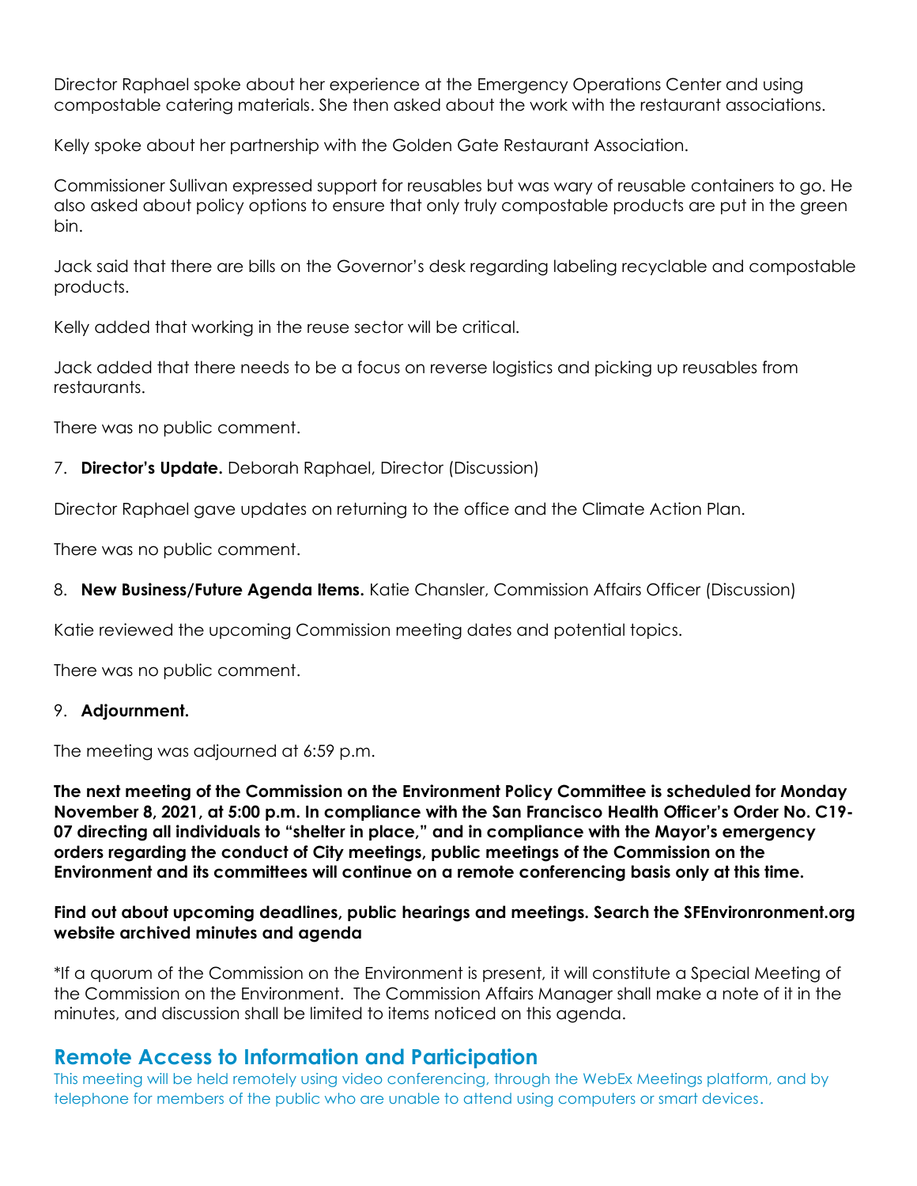Director Raphael spoke about her experience at the Emergency Operations Center and using compostable catering materials. She then asked about the work with the restaurant associations.

Kelly spoke about her partnership with the Golden Gate Restaurant Association.

Commissioner Sullivan expressed support for reusables but was wary of reusable containers to go. He also asked about policy options to ensure that only truly compostable products are put in the green bin.

Jack said that there are bills on the Governor's desk regarding labeling recyclable and compostable products.

Kelly added that working in the reuse sector will be critical.

Jack added that there needs to be a focus on reverse logistics and picking up reusables from restaurants.

There was no public comment.

7. **Director's Update.** Deborah Raphael, Director (Discussion)

Director Raphael gave updates on returning to the office and the Climate Action Plan.

There was no public comment.

8. **New Business/Future Agenda Items.** Katie Chansler, Commission Affairs Officer (Discussion)

Katie reviewed the upcoming Commission meeting dates and potential topics.

There was no public comment.

9. **Adjournment.**

The meeting was adjourned at 6:59 p.m.

**The next meeting of the Commission on the Environment Policy Committee is scheduled for Monday November 8, 2021, at 5:00 p.m. In compliance with the San Francisco Health Officer's Order No. C19-07 directing all individuals to "shelter in place," and in compliance with the Mayor's emergency orders regarding the conduct of City meetings, public meetings of the Commission on the Environment and its committees will continue on a remote conferencing basis only at this time.**

**Find out about upcoming deadlines, public hearings and meetings. Search the SFEnvironronment.org website archived minutes and agenda**

*If a quorum of the Commission on the Environment is present, it will constitute a Special Meeting of the Commission on the Environment. The Commission Affairs Manager shall make a note of it in the minutes, and discussion shall be limited to items noticed on this agenda.

## Remote Access to Information and Participation

This meeting will be held remotely using video conferencing, through the WebEx Meetings platform, and by telephone for members of the public who are unable to attend using computers or smart devices.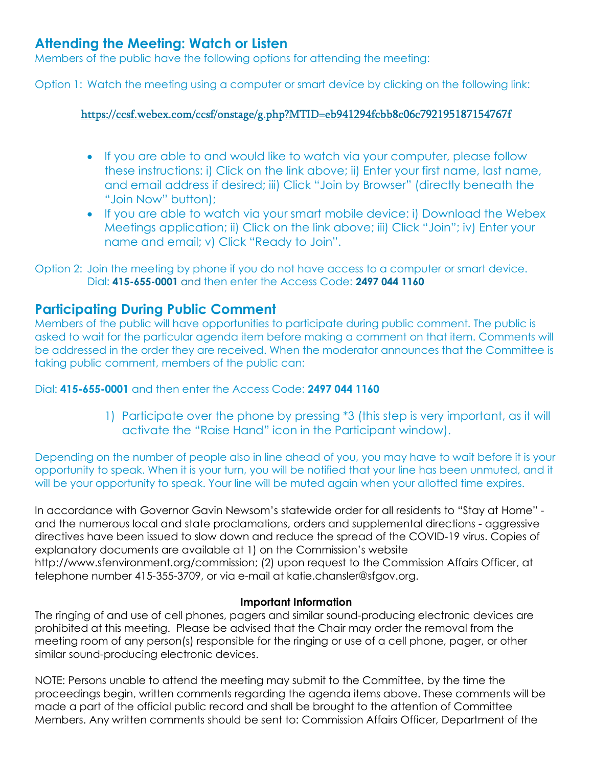## Attending the Meeting: Watch or Listen

Members of the public have the following options for attending the meeting:

Option 1: Watch the meeting using a computer or smart device by clicking on the following link:

https://ccsf.webex.com/ccsf/onstage/g.php?MTID=eb941294fcbb8c06c792195187154767f

- If you are able to and would like to watch via your computer, please follow these instructions: i) Click on the link above; ii) Enter your first name, last name, and email address if desired; iii) Click "Join by Browser" (directly beneath the "Join Now" button);
- If you are able to watch via your smart mobile device: i) Download the Webex Meetings application; ii) Click on the link above; iii) Click "Join"; iv) Enter your name and email; v) Click "Ready to Join".

Option 2: Join the meeting by phone if you do not have access to a computer or smart device. Dial: **415-655-0001** and then enter the Access Code: **2497 044 1160**

## Participating During Public Comment

Members of the public will have opportunities to participate during public comment. The public is asked to wait for the particular agenda item before making a comment on that item. Comments will be addressed in the order they are received. When the moderator announces that the Committee is taking public comment, members of the public can:

Dial: **415-655-0001** and then enter the Access Code: **2497 044 1160**

1) Participate over the phone by pressing *3 (this step is very important, as it will activate the "Raise Hand" icon in the Participant window).

Depending on the number of people also in line ahead of you, you may have to wait before it is your opportunity to speak. When it is your turn, you will be notified that your line has been unmuted, and it will be your opportunity to speak. Your line will be muted again when your allotted time expires.

In accordance with Governor Gavin Newsom's statewide order for all residents to "Stay at Home" - and the numerous local and state proclamations, orders and supplemental directions - aggressive directives have been issued to slow down and reduce the spread of the COVID-19 virus. Copies of explanatory documents are available at 1) on the Commission's website http://www.sfenvironment.org/commission; (2) upon request to the Commission Affairs Officer, at telephone number 415-355-3709, or via e-mail at katie.chansler@sfgov.org.

**Important Information**

The ringing of and use of cell phones, pagers and similar sound-producing electronic devices are prohibited at this meeting. Please be advised that the Chair may order the removal from the meeting room of any person(s) responsible for the ringing or use of a cell phone, pager, or other similar sound-producing electronic devices.

NOTE: Persons unable to attend the meeting may submit to the Committee, by the time the proceedings begin, written comments regarding the agenda items above. These comments will be made a part of the official public record and shall be brought to the attention of Committee Members. Any written comments should be sent to: Commission Affairs Officer, Department of the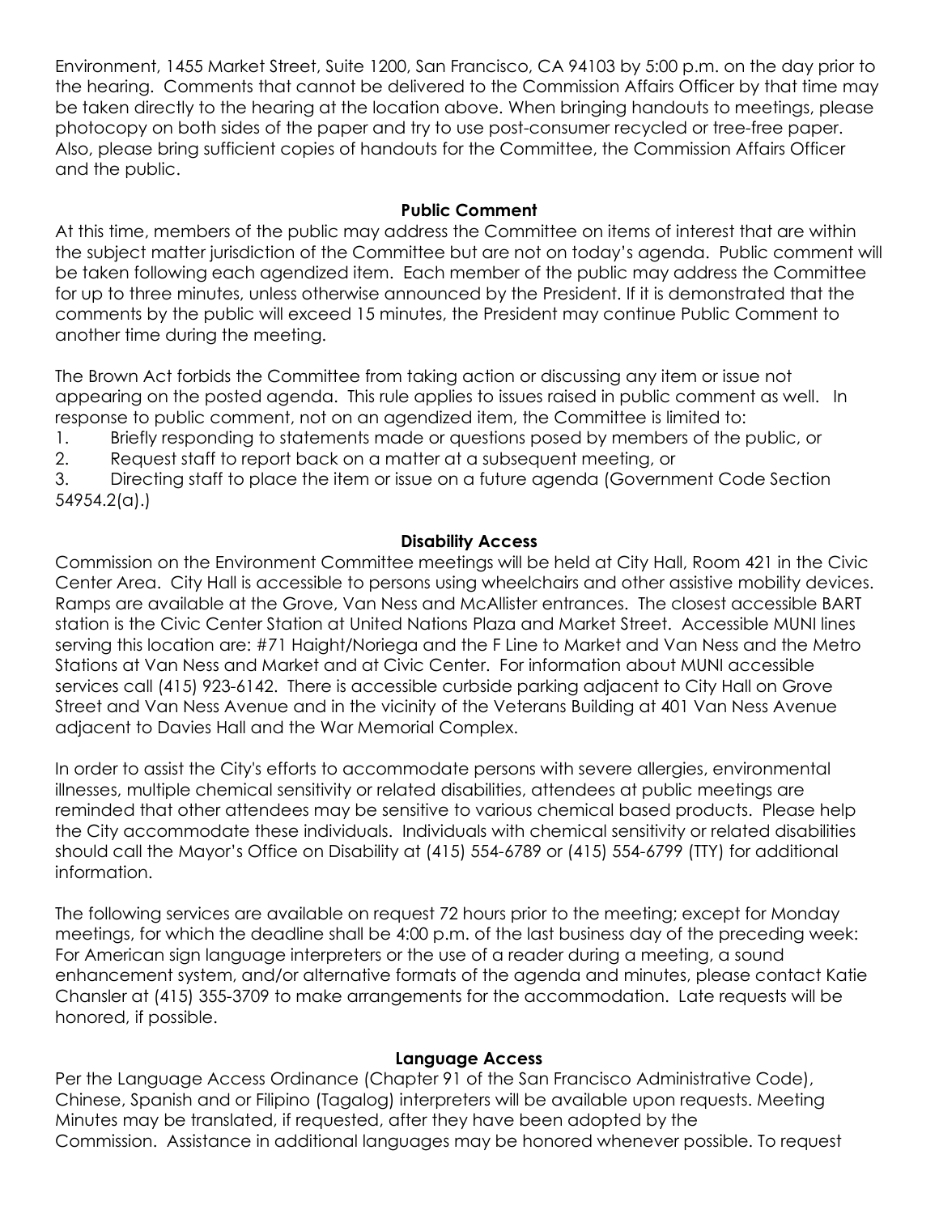Environment, 1455 Market Street, Suite 1200, San Francisco, CA 94103 by 5:00 p.m. on the day prior to the hearing. Comments that cannot be delivered to the Commission Affairs Officer by that time may be taken directly to the hearing at the location above. When bringing handouts to meetings, please photocopy on both sides of the paper and try to use post-consumer recycled or tree-free paper. Also, please bring sufficient copies of handouts for the Committee, the Commission Affairs Officer and the public.

**Public Comment**

At this time, members of the public may address the Committee on items of interest that are within the subject matter jurisdiction of the Committee but are not on today's agenda. Public comment will be taken following each agendized item. Each member of the public may address the Committee for up to three minutes, unless otherwise announced by the President. If it is demonstrated that the comments by the public will exceed 15 minutes, the President may continue Public Comment to another time during the meeting.

The Brown Act forbids the Committee from taking action or discussing any item or issue not appearing on the posted agenda. This rule applies to issues raised in public comment as well. In response to public comment, not on an agendized item, the Committee is limited to:

1. Briefly responding to statements made or questions posed by members of the public, or
2. Request staff to report back on a matter at a subsequent meeting, or
3. Directing staff to place the item or issue on a future agenda (Government Code Section 54954.2(a).)

**Disability Access**

Commission on the Environment Committee meetings will be held at City Hall, Room 421 in the Civic Center Area. City Hall is accessible to persons using wheelchairs and other assistive mobility devices. Ramps are available at the Grove, Van Ness and McAllister entrances. The closest accessible BART station is the Civic Center Station at United Nations Plaza and Market Street. Accessible MUNI lines serving this location are: #71 Haight/Noriega and the F Line to Market and Van Ness and the Metro Stations at Van Ness and Market and at Civic Center. For information about MUNI accessible services call (415) 923-6142. There is accessible curbside parking adjacent to City Hall on Grove Street and Van Ness Avenue and in the vicinity of the Veterans Building at 401 Van Ness Avenue adjacent to Davies Hall and the War Memorial Complex.

In order to assist the City's efforts to accommodate persons with severe allergies, environmental illnesses, multiple chemical sensitivity or related disabilities, attendees at public meetings are reminded that other attendees may be sensitive to various chemical based products. Please help the City accommodate these individuals. Individuals with chemical sensitivity or related disabilities should call the Mayor's Office on Disability at (415) 554-6789 or (415) 554-6799 (TTY) for additional information.

The following services are available on request 72 hours prior to the meeting; except for Monday meetings, for which the deadline shall be 4:00 p.m. of the last business day of the preceding week: For American sign language interpreters or the use of a reader during a meeting, a sound enhancement system, and/or alternative formats of the agenda and minutes, please contact Katie Chansler at (415) 355-3709 to make arrangements for the accommodation. Late requests will be honored, if possible.

**Language Access**

Per the Language Access Ordinance (Chapter 91 of the San Francisco Administrative Code), Chinese, Spanish and or Filipino (Tagalog) interpreters will be available upon requests. Meeting Minutes may be translated, if requested, after they have been adopted by the Commission. Assistance in additional languages may be honored whenever possible. To request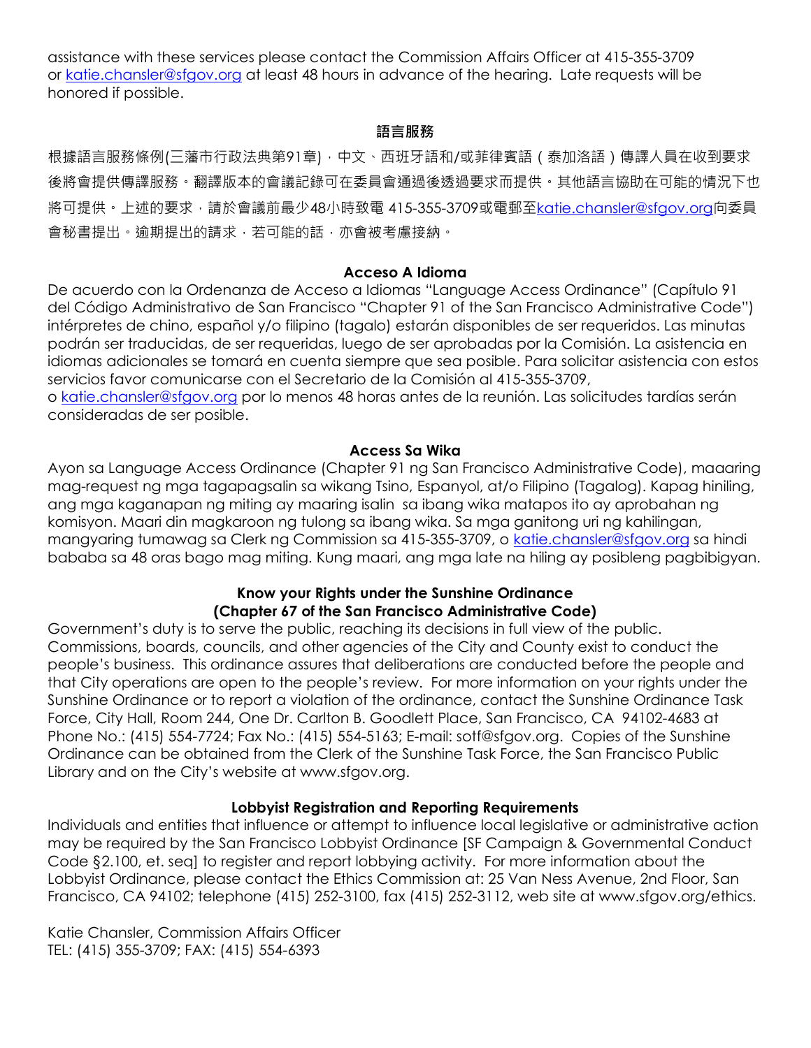assistance with these services please contact the Commission Affairs Officer at 415-355-3709 or katie.chansler@sfgov.org at least 48 hours in advance of the hearing. Late requests will be honored if possible.

**語言服務**

根據語言服務條例(三藩市行政法典第91章)，中文、西班牙語和/或菲律賓語（泰加洛語）傳譯人員在收到要求後將會提供傳譯服務。翻譯版本的會議記錄可在委員會通過後透過要求而提供。其他語言協助在可能的情況下也將可提供。上述的要求，請於會議前最少48小時致電 415-355-3709或電郵至katie.chansler@sfgov.org向委員會秘書提出。逾期提出的請求，若可能的話，亦會被考慮接納。

**Acceso A Idioma**

De acuerdo con la Ordenanza de Acceso a Idiomas "Language Access Ordinance" (Capítulo 91 del Código Administrativo de San Francisco "Chapter 91 of the San Francisco Administrative Code") intérpretes de chino, español y/o filipino (tagalo) estarán disponibles de ser requeridos. Las minutas podrán ser traducidas, de ser requeridas, luego de ser aprobadas por la Comisión. La asistencia en idiomas adicionales se tomará en cuenta siempre que sea posible. Para solicitar asistencia con estos servicios favor comunicarse con el Secretario de la Comisión al 415-355-3709, o katie.chansler@sfgov.org por lo menos 48 horas antes de la reunión. Las solicitudes tardías serán consideradas de ser posible.

**Access Sa Wika**

Ayon sa Language Access Ordinance (Chapter 91 ng San Francisco Administrative Code), maaaring mag-request ng mga tagapagsalin sa wikang Tsino, Espanyol, at/o Filipino (Tagalog). Kapag hiniling, ang mga kaganapan ng miting ay maaring isalin sa ibang wika matapos ito ay aprobahan ng komisyon. Maari din magkaroon ng tulong sa ibang wika. Sa mga ganitong uri ng kahilingan, mangyaring tumawag sa Clerk ng Commission sa 415-355-3709, o katie.chansler@sfgov.org sa hindi bababa sa 48 oras bago mag miting. Kung maari, ang mga late na hiling ay posibleng pagbibigyan.

**Know your Rights under the Sunshine Ordinance**
**(Chapter 67 of the San Francisco Administrative Code)**

Government's duty is to serve the public, reaching its decisions in full view of the public. Commissions, boards, councils, and other agencies of the City and County exist to conduct the people's business. This ordinance assures that deliberations are conducted before the people and that City operations are open to the people's review. For more information on your rights under the Sunshine Ordinance or to report a violation of the ordinance, contact the Sunshine Ordinance Task Force, City Hall, Room 244, One Dr. Carlton B. Goodlett Place, San Francisco, CA 94102-4683 at Phone No.: (415) 554-7724; Fax No.: (415) 554-5163; E-mail: sotf@sfgov.org. Copies of the Sunshine Ordinance can be obtained from the Clerk of the Sunshine Task Force, the San Francisco Public Library and on the City's website at www.sfgov.org.

**Lobbyist Registration and Reporting Requirements**

Individuals and entities that influence or attempt to influence local legislative or administrative action may be required by the San Francisco Lobbyist Ordinance [SF Campaign & Governmental Conduct Code §2.100, et. seq] to register and report lobbying activity. For more information about the Lobbyist Ordinance, please contact the Ethics Commission at: 25 Van Ness Avenue, 2nd Floor, San Francisco, CA 94102; telephone (415) 252-3100, fax (415) 252-3112, web site at www.sfgov.org/ethics.

Katie Chansler, Commission Affairs Officer
TEL: (415) 355-3709; FAX: (415) 554-6393